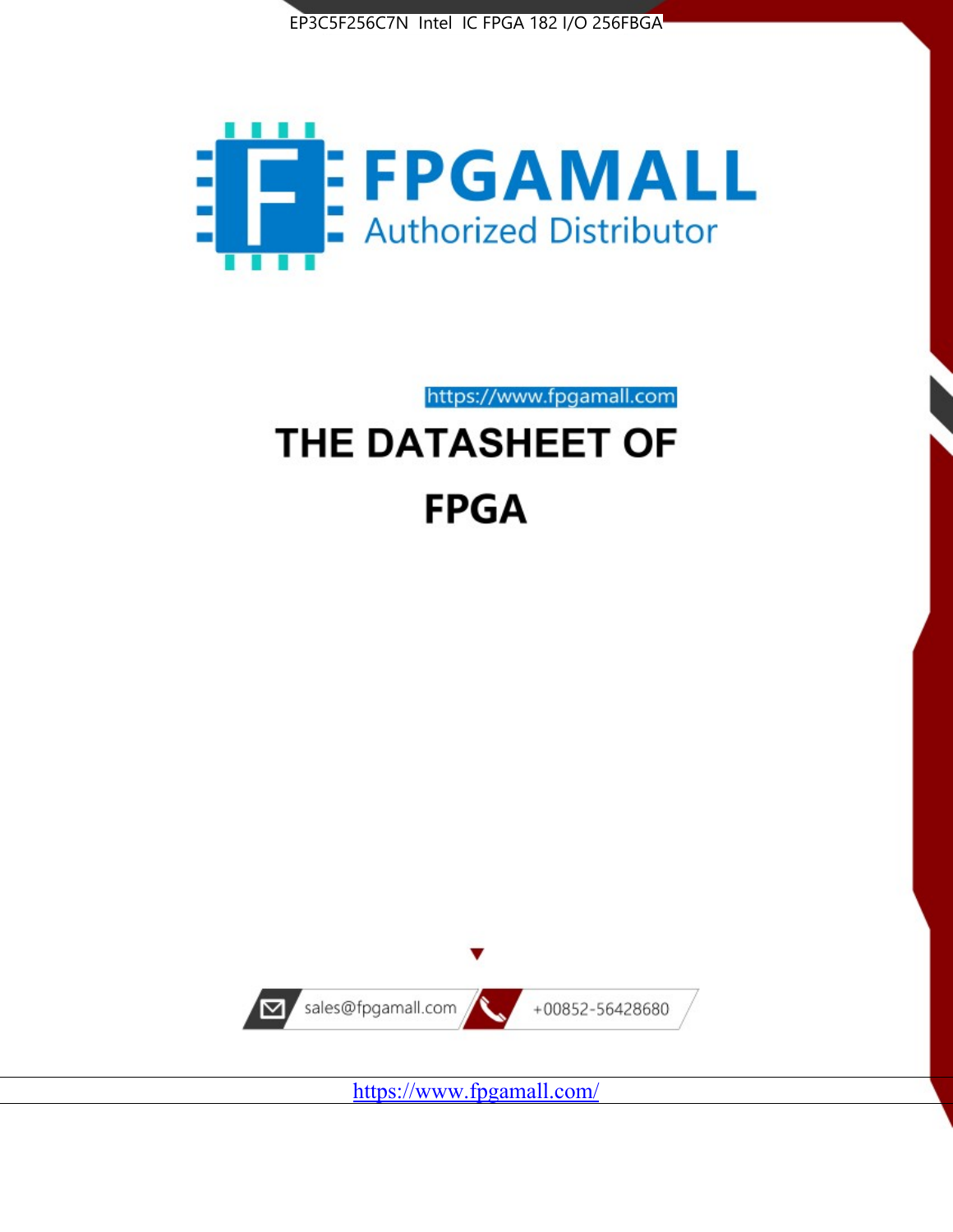EP3C5F256C7N Intel IC FPGA 182 I/O 256FBGA

FPGAMALL

Authorized Distributor

https://www.fpgamall.com

# THE DATASHEET OF

# FPGA

sales@fpgamall.com

+00852-56428680

https://www.fpgamall.com/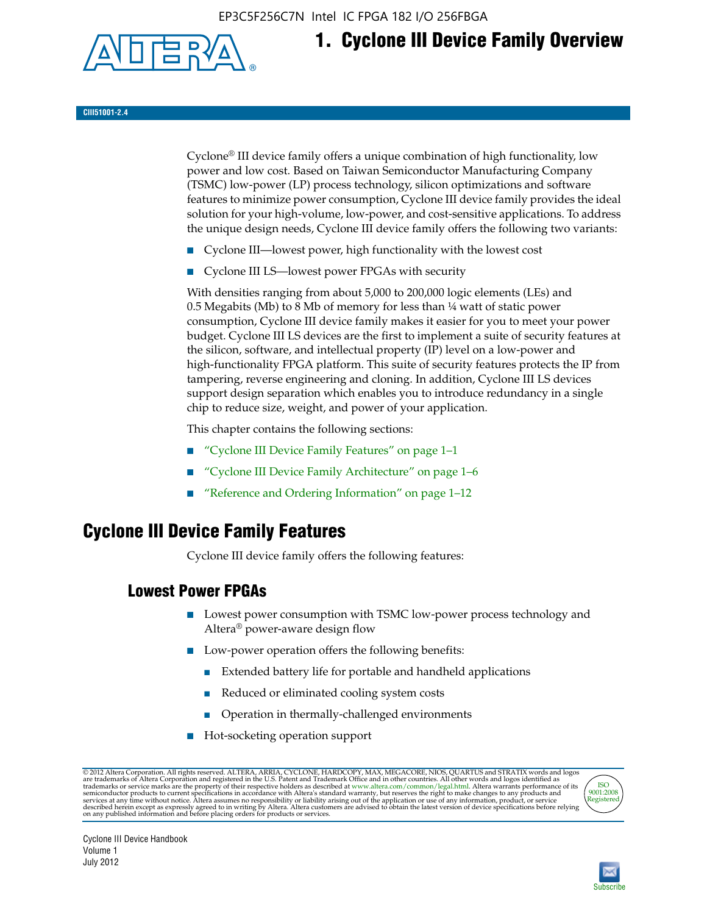# 1. Cyclone III Device Family Overview

**CIII51001-2.4**

Cyclone® III device family offers a unique combination of high functionality, low power and low cost. Based on Taiwan Semiconductor Manufacturing Company (TSMC) low-power (LP) process technology, silicon optimizations and software features to minimize power consumption, Cyclone III device family provides the ideal solution for your high-volume, low-power, and cost-sensitive applications. To address the unique design needs, Cyclone III device family offers the following two variants:

- Cyclone III—lowest power, high functionality with the lowest cost
- Cyclone III LS—lowest power FPGAs with security

With densities ranging from about 5,000 to 200,000 logic elements (LEs) and 0.5 Megabits (Mb) to 8 Mb of memory for less than ¼ watt of static power consumption, Cyclone III device family makes it easier for you to meet your power budget. Cyclone III LS devices are the first to implement a suite of security features at the silicon, software, and intellectual property (IP) level on a low-power and high-functionality FPGA platform. This suite of security features protects the IP from tampering, reverse engineering and cloning. In addition, Cyclone III LS devices support design separation which enables you to introduce redundancy in a single chip to reduce size, weight, and power of your application.

This chapter contains the following sections:

- "Cyclone III Device Family Features" on page 1–1
- "Cyclone III Device Family Architecture" on page 1–6
- "Reference and Ordering Information" on page 1–12

## Cyclone III Device Family Features

Cyclone III device family offers the following features:

### Lowest Power FPGAs

- Lowest power consumption with TSMC low-power process technology and Altera® power-aware design flow
- Low-power operation offers the following benefits:
  - Extended battery life for portable and handheld applications
  - Reduced or eliminated cooling system costs
  - Operation in thermally-challenged environments
- Hot-socketing operation support

© 2012 Altera Corporation. All rights reserved. ALTERA, ARRIA, CYCLONE, HARDCOPY, MAX, MEGACORE, NIOS, QUARTUS and STRATIX words and logos are trademarks of Altera Corporation and registered in the U.S. Patent and Trademark Office and in other countries. All other words and logos identified as trademarks or service marks are the property of their respective holders as described at www.altera.com/common/legal.html. Altera warrants performance of its semiconductor products to current specifications in accordance with Altera's standard warranty, but reserves the right to make changes to any products and services at any time without notice. Altera assumes no responsibility or liability arising out of the application or use of any information, product, or service described herein except as expressly agreed to in writing by Altera. Altera customers are advised to obtain the latest version of device specifications before relying on any published information and before placing orders for products or services.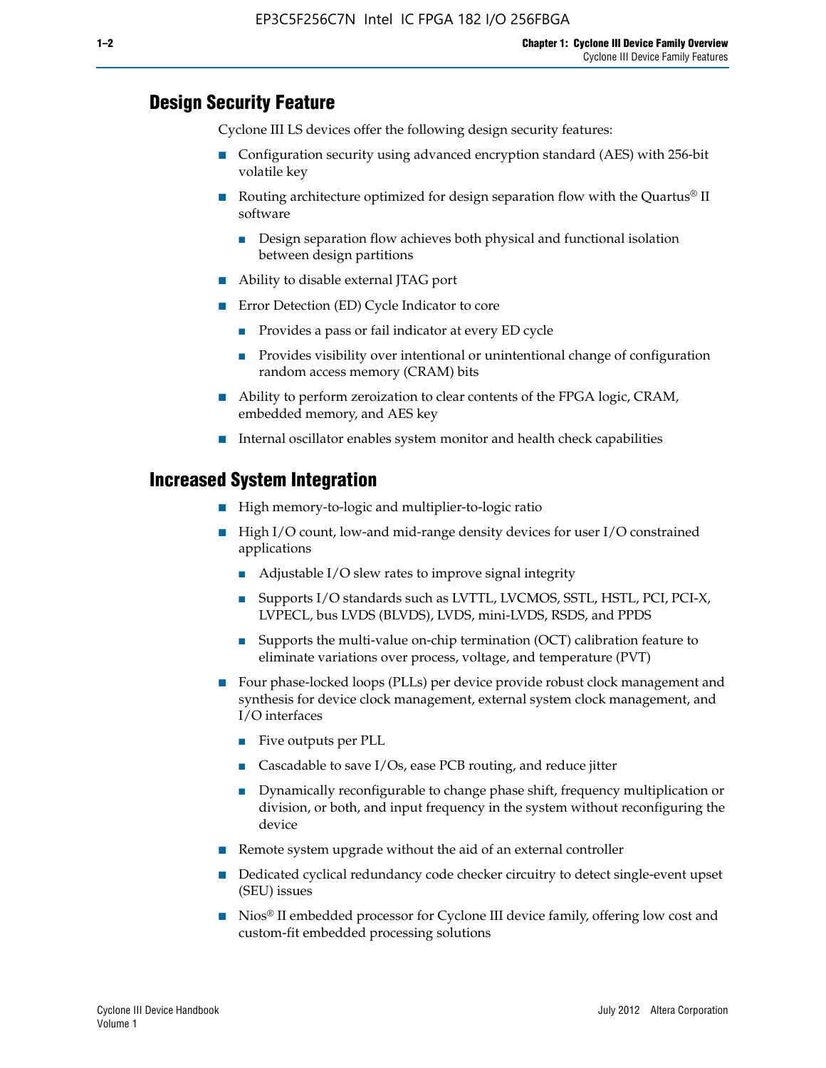## Design Security Feature

Cyclone III LS devices offer the following design security features:

- Configuration security using advanced encryption standard (AES) with 256-bit volatile key
- Routing architecture optimized for design separation flow with the Quartus® II software
  - Design separation flow achieves both physical and functional isolation between design partitions
- Ability to disable external JTAG port
- Error Detection (ED) Cycle Indicator to core
  - Provides a pass or fail indicator at every ED cycle
  - Provides visibility over intentional or unintentional change of configuration random access memory (CRAM) bits
- Ability to perform zeroization to clear contents of the FPGA logic, CRAM, embedded memory, and AES key
- Internal oscillator enables system monitor and health check capabilities

## Increased System Integration

- High memory-to-logic and multiplier-to-logic ratio
- High I/O count, low-and mid-range density devices for user I/O constrained applications
  - Adjustable I/O slew rates to improve signal integrity
  - Supports I/O standards such as LVTTL, LVCMOS, SSTL, HSTL, PCI, PCI-X, LVPECL, bus LVDS (BLVDS), LVDS, mini-LVDS, RSDS, and PPDS
  - Supports the multi-value on-chip termination (OCT) calibration feature to eliminate variations over process, voltage, and temperature (PVT)
- Four phase-locked loops (PLLs) per device provide robust clock management and synthesis for device clock management, external system clock management, and I/O interfaces
  - Five outputs per PLL
  - Cascadable to save I/Os, ease PCB routing, and reduce jitter
  - Dynamically reconfigurable to change phase shift, frequency multiplication or division, or both, and input frequency in the system without reconfiguring the device
- Remote system upgrade without the aid of an external controller
- Dedicated cyclical redundancy code checker circuitry to detect single-event upset (SEU) issues
- Nios® II embedded processor for Cyclone III device family, offering low cost and custom-fit embedded processing solutions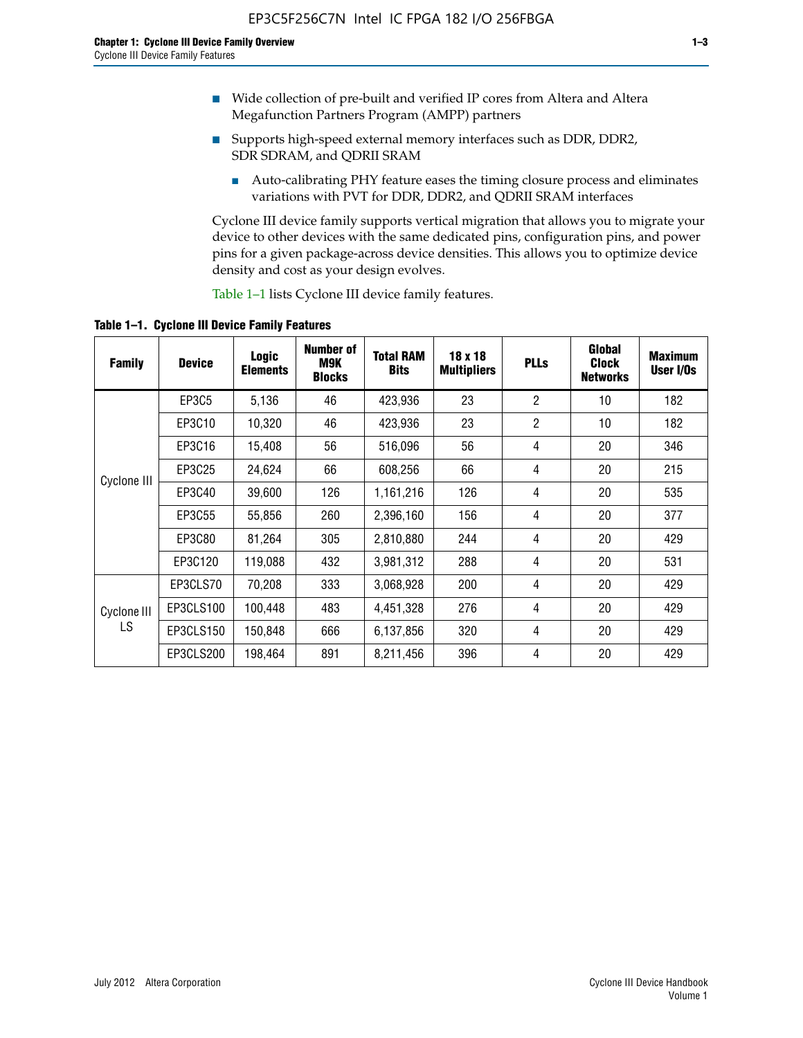- Wide collection of pre-built and verified IP cores from Altera and Altera Megafunction Partners Program (AMPP) partners
- Supports high-speed external memory interfaces such as DDR, DDR2, SDR SDRAM, and QDRII SRAM
  - Auto-calibrating PHY feature eases the timing closure process and eliminates variations with PVT for DDR, DDR2, and QDRII SRAM interfaces

Cyclone III device family supports vertical migration that allows you to migrate your device to other devices with the same dedicated pins, configuration pins, and power pins for a given package-across device densities. This allows you to optimize device density and cost as your design evolves.

Table 1–1 lists Cyclone III device family features.

**Table 1–1. Cyclone III Device Family Features**

| Family | Device | Logic Elements | Number of M9K Blocks | Total RAM Bits | 18 x 18 Multipliers | PLLs | Global Clock Networks | Maximum User I/Os |
|---|---|---|---|---|---|---|---|---|
| Cyclone III | EP3C5 | 5,136 | 46 | 423,936 | 23 | 2 | 10 | 182 |
| | EP3C10 | 10,320 | 46 | 423,936 | 23 | 2 | 10 | 182 |
| | EP3C16 | 15,408 | 56 | 516,096 | 56 | 4 | 20 | 346 |
| | EP3C25 | 24,624 | 66 | 608,256 | 66 | 4 | 20 | 215 |
| | EP3C40 | 39,600 | 126 | 1,161,216 | 126 | 4 | 20 | 535 |
| | EP3C55 | 55,856 | 260 | 2,396,160 | 156 | 4 | 20 | 377 |
| | EP3C80 | 81,264 | 305 | 2,810,880 | 244 | 4 | 20 | 429 |
| | EP3C120 | 119,088 | 432 | 3,981,312 | 288 | 4 | 20 | 531 |
| Cyclone III LS | EP3CLS70 | 70,208 | 333 | 3,068,928 | 200 | 4 | 20 | 429 |
| | EP3CLS100 | 100,448 | 483 | 4,451,328 | 276 | 4 | 20 | 429 |
| | EP3CLS150 | 150,848 | 666 | 6,137,856 | 320 | 4 | 20 | 429 |
| | EP3CLS200 | 198,464 | 891 | 8,211,456 | 396 | 4 | 20 | 429 |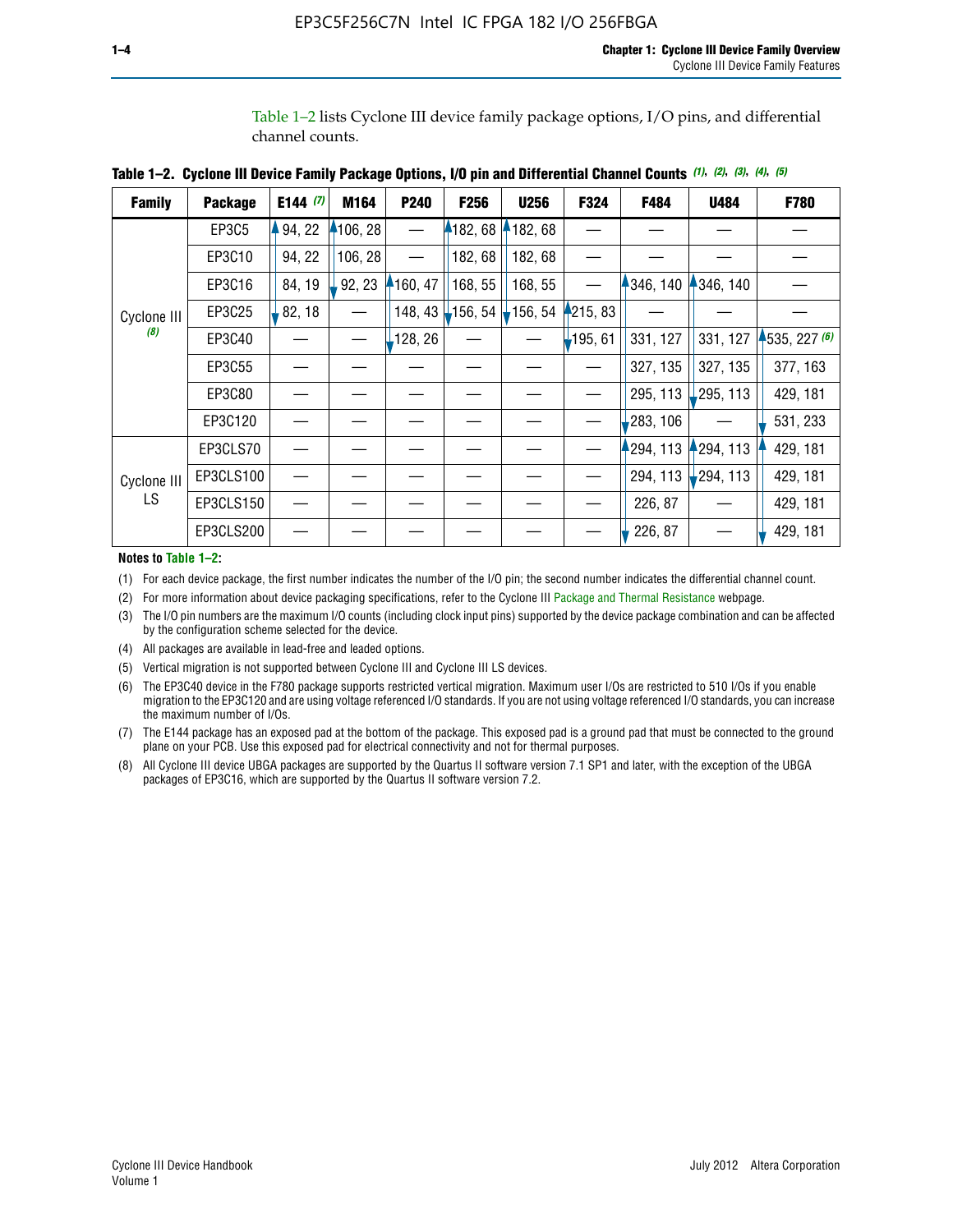Table 1–2 lists Cyclone III device family package options, I/O pins, and differential channel counts.

**Table 1–2. Cyclone III Device Family Package Options, I/O pin and Differential Channel Counts** *(1)*, *(2)*, *(3)*, *(4)*, *(5)*

| Family | Package | E144 *(7)* | M164 | P240 | F256 | U256 | F324 | F484 | U484 | F780 |
|---|---|---|---|---|---|---|---|---|---|---|
| Cyclone III *(8)* | EP3C5 | 94, 22 | 106, 28 | — | 182, 68 | 182, 68 | — | — | — | — |
| | EP3C10 | 94, 22 | 106, 28 | — | 182, 68 | 182, 68 | — | — | — | — |
| | EP3C16 | 84, 19 | 92, 23 | 160, 47 | 168, 55 | 168, 55 | — | 346, 140 | 346, 140 | — |
| | EP3C25 | 82, 18 | — | 148, 43 | 156, 54 | 156, 54 | 215, 83 | — | — | — |
| | EP3C40 | — | — | 128, 26 | — | — | 195, 61 | 331, 127 | 331, 127 | 535, 227 *(6)* |
| | EP3C55 | — | — | — | — | — | — | 327, 135 | 327, 135 | 377, 163 |
| | EP3C80 | — | — | — | — | — | — | 295, 113 | 295, 113 | 429, 181 |
| | EP3C120 | — | — | — | — | — | — | 283, 106 | — | 531, 233 |
| Cyclone III LS | EP3CLS70 | — | — | — | — | — | — | 294, 113 | 294, 113 | 429, 181 |
| | EP3CLS100 | — | — | — | — | — | — | 294, 113 | 294, 113 | 429, 181 |
| | EP3CLS150 | — | — | — | — | — | — | 226, 87 | — | 429, 181 |
| | EP3CLS200 | — | — | — | — | — | — | 226, 87 | — | 429, 181 |

**Notes to Table 1–2:**

(1) For each device package, the first number indicates the number of the I/O pin; the second number indicates the differential channel count.

(2) For more information about device packaging specifications, refer to the Cyclone III Package and Thermal Resistance webpage.

(3) The I/O pin numbers are the maximum I/O counts (including clock input pins) supported by the device package combination and can be affected by the configuration scheme selected for the device.

(4) All packages are available in lead-free and leaded options.

(5) Vertical migration is not supported between Cyclone III and Cyclone III LS devices.

(6) The EP3C40 device in the F780 package supports restricted vertical migration. Maximum user I/Os are restricted to 510 I/Os if you enable migration to the EP3C120 and are using voltage referenced I/O standards. If you are not using voltage referenced I/O standards, you can increase the maximum number of I/Os.

(7) The E144 package has an exposed pad at the bottom of the package. This exposed pad is a ground pad that must be connected to the ground plane on your PCB. Use this exposed pad for electrical connectivity and not for thermal purposes.

(8) All Cyclone III device UBGA packages are supported by the Quartus II software version 7.1 SP1 and later, with the exception of the UBGA packages of EP3C16, which are supported by the Quartus II software version 7.2.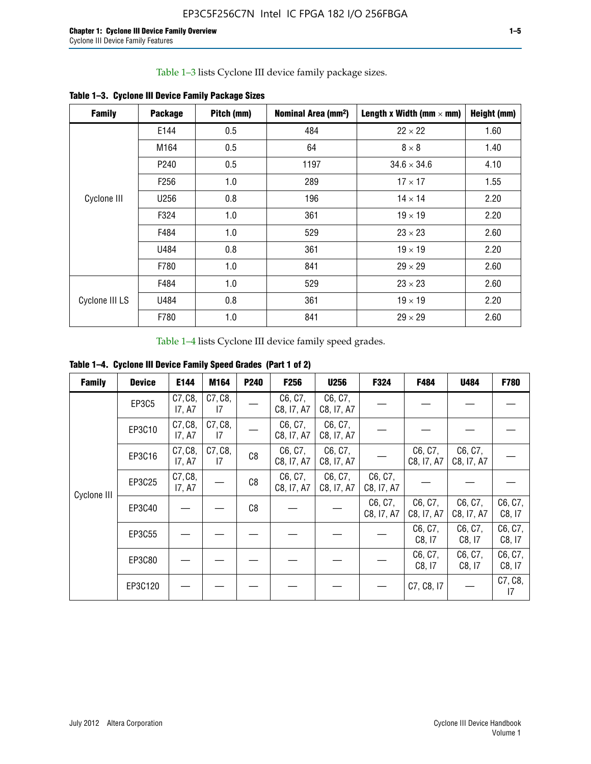Table 1–3 lists Cyclone III device family package sizes.

**Table 1–3. Cyclone III Device Family Package Sizes**

| Family | Package | Pitch (mm) | Nominal Area (mm²) | Length x Width (mm × mm) | Height (mm) |
|---|---|---|---|---|---|
| Cyclone III | E144 | 0.5 | 484 | 22 × 22 | 1.60 |
| | M164 | 0.5 | 64 | 8 × 8 | 1.40 |
| | P240 | 0.5 | 1197 | 34.6 × 34.6 | 4.10 |
| | F256 | 1.0 | 289 | 17 × 17 | 1.55 |
| | U256 | 0.8 | 196 | 14 × 14 | 2.20 |
| | F324 | 1.0 | 361 | 19 × 19 | 2.20 |
| | F484 | 1.0 | 529 | 23 × 23 | 2.60 |
| | U484 | 0.8 | 361 | 19 × 19 | 2.20 |
| | F780 | 1.0 | 841 | 29 × 29 | 2.60 |
| Cyclone III LS | F484 | 1.0 | 529 | 23 × 23 | 2.60 |
| | U484 | 0.8 | 361 | 19 × 19 | 2.20 |
| | F780 | 1.0 | 841 | 29 × 29 | 2.60 |

Table 1–4 lists Cyclone III device family speed grades.

**Table 1–4. Cyclone III Device Family Speed Grades (Part 1 of 2)**

| Family | Device | E144 | M164 | P240 | F256 | U256 | F324 | F484 | U484 | F780 |
|---|---|---|---|---|---|---|---|---|---|---|
| Cyclone III | EP3C5 | C7, C8, I7, A7 | C7, C8, I7 | — | C6, C7, C8, I7, A7 | C6, C7, C8, I7, A7 | — | — | — | — |
| | EP3C10 | C7, C8, I7, A7 | C7, C8, I7 | — | C6, C7, C8, I7, A7 | C6, C7, C8, I7, A7 | — | — | — | — |
| | EP3C16 | C7, C8, I7, A7 | C7, C8, I7 | C8 | C6, C7, C8, I7, A7 | C6, C7, C8, I7, A7 | — | C6, C7, C8, I7, A7 | C6, C7, C8, I7, A7 | — |
| | EP3C25 | C7, C8, I7, A7 | — | C8 | C6, C7, C8, I7, A7 | C6, C7, C8, I7, A7 | C6, C7, C8, I7, A7 | — | — | — |
| | EP3C40 | — | — | C8 | — | — | C6, C7, C8, I7, A7 | C6, C7, C8, I7, A7 | C6, C7, C8, I7, A7 | C6, C7, C8, I7 |
| | EP3C55 | — | — | — | — | — | — | C6, C7, C8, I7 | C6, C7, C8, I7 | C6, C7, C8, I7 |
| | EP3C80 | — | — | — | — | — | — | C6, C7, C8, I7 | C6, C7, C8, I7 | C6, C7, C8, I7 |
| | EP3C120 | — | — | — | — | — | — | C7, C8, I7 | — | C7, C8, I7 |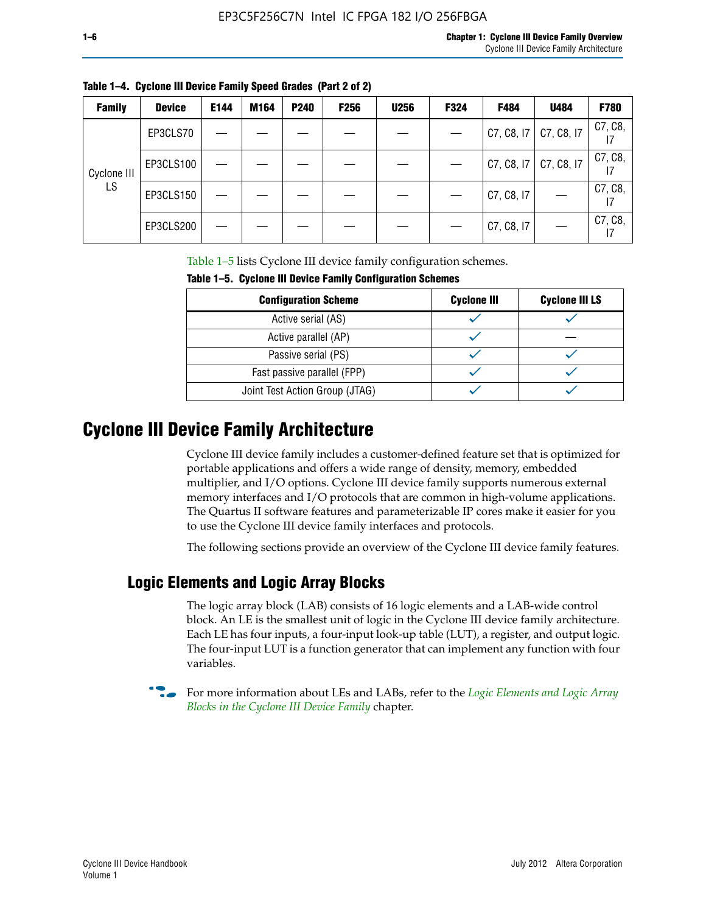**Table 1–4. Cyclone III Device Family Speed Grades (Part 2 of 2)**

| Family | Device | E144 | M164 | P240 | F256 | U256 | F324 | F484 | U484 | F780 |
|---|---|---|---|---|---|---|---|---|---|---|
| Cyclone III LS | EP3CLS70 | — | — | — | — | — | — | C7, C8, I7 | C7, C8, I7 | C7, C8, I7 |
| | EP3CLS100 | — | — | — | — | — | — | C7, C8, I7 | C7, C8, I7 | C7, C8, I7 |
| | EP3CLS150 | — | — | — | — | — | — | C7, C8, I7 | — | C7, C8, I7 |
| | EP3CLS200 | — | — | — | — | — | — | C7, C8, I7 | — | C7, C8, I7 |

Table 1–5 lists Cyclone III device family configuration schemes.

**Table 1–5. Cyclone III Device Family Configuration Schemes**

| Configuration Scheme | Cyclone III | Cyclone III LS |
|---|---|---|
| Active serial (AS) | ✓ | ✓ |
| Active parallel (AP) | ✓ | — |
| Passive serial (PS) | ✓ | ✓ |
| Fast passive parallel (FPP) | ✓ | ✓ |
| Joint Test Action Group (JTAG) | ✓ | ✓ |

# Cyclone III Device Family Architecture

Cyclone III device family includes a customer-defined feature set that is optimized for portable applications and offers a wide range of density, memory, embedded multiplier, and I/O options. Cyclone III device family supports numerous external memory interfaces and I/O protocols that are common in high-volume applications. The Quartus II software features and parameterizable IP cores make it easier for you to use the Cyclone III device family interfaces and protocols.

The following sections provide an overview of the Cyclone III device family features.

## Logic Elements and Logic Array Blocks

The logic array block (LAB) consists of 16 logic elements and a LAB-wide control block. An LE is the smallest unit of logic in the Cyclone III device family architecture. Each LE has four inputs, a four-input look-up table (LUT), a register, and output logic. The four-input LUT is a function generator that can implement any function with four variables.

For more information about LEs and LABs, refer to the *Logic Elements and Logic Array Blocks in the Cyclone III Device Family* chapter.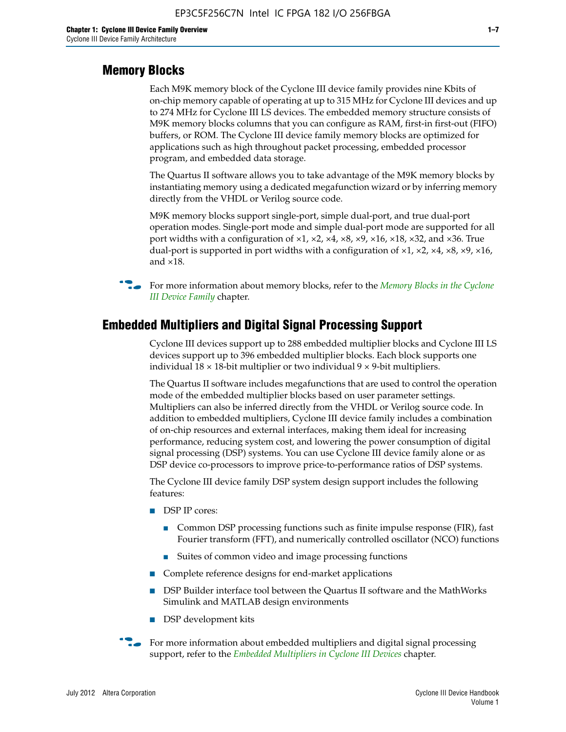## Memory Blocks

Each M9K memory block of the Cyclone III device family provides nine Kbits of on-chip memory capable of operating at up to 315 MHz for Cyclone III devices and up to 274 MHz for Cyclone III LS devices. The embedded memory structure consists of M9K memory blocks columns that you can configure as RAM, first-in first-out (FIFO) buffers, or ROM. The Cyclone III device family memory blocks are optimized for applications such as high throughout packet processing, embedded processor program, and embedded data storage.

The Quartus II software allows you to take advantage of the M9K memory blocks by instantiating memory using a dedicated megafunction wizard or by inferring memory directly from the VHDL or Verilog source code.

M9K memory blocks support single-port, simple dual-port, and true dual-port operation modes. Single-port mode and simple dual-port mode are supported for all port widths with a configuration of ×1, ×2, ×4, ×8, ×9, ×16, ×18, ×32, and ×36. True dual-port is supported in port widths with a configuration of ×1, ×2, ×4, ×8, ×9, ×16, and ×18.

For more information about memory blocks, refer to the *Memory Blocks in the Cyclone III Device Family* chapter.

## Embedded Multipliers and Digital Signal Processing Support

Cyclone III devices support up to 288 embedded multiplier blocks and Cyclone III LS devices support up to 396 embedded multiplier blocks. Each block supports one individual 18 × 18-bit multiplier or two individual 9 × 9-bit multipliers.

The Quartus II software includes megafunctions that are used to control the operation mode of the embedded multiplier blocks based on user parameter settings. Multipliers can also be inferred directly from the VHDL or Verilog source code. In addition to embedded multipliers, Cyclone III device family includes a combination of on-chip resources and external interfaces, making them ideal for increasing performance, reducing system cost, and lowering the power consumption of digital signal processing (DSP) systems. You can use Cyclone III device family alone or as DSP device co-processors to improve price-to-performance ratios of DSP systems.

The Cyclone III device family DSP system design support includes the following features:

- DSP IP cores:
  - Common DSP processing functions such as finite impulse response (FIR), fast Fourier transform (FFT), and numerically controlled oscillator (NCO) functions
  - Suites of common video and image processing functions
- Complete reference designs for end-market applications
- DSP Builder interface tool between the Quartus II software and the MathWorks Simulink and MATLAB design environments
- DSP development kits

For more information about embedded multipliers and digital signal processing support, refer to the *Embedded Multipliers in Cyclone III Devices* chapter.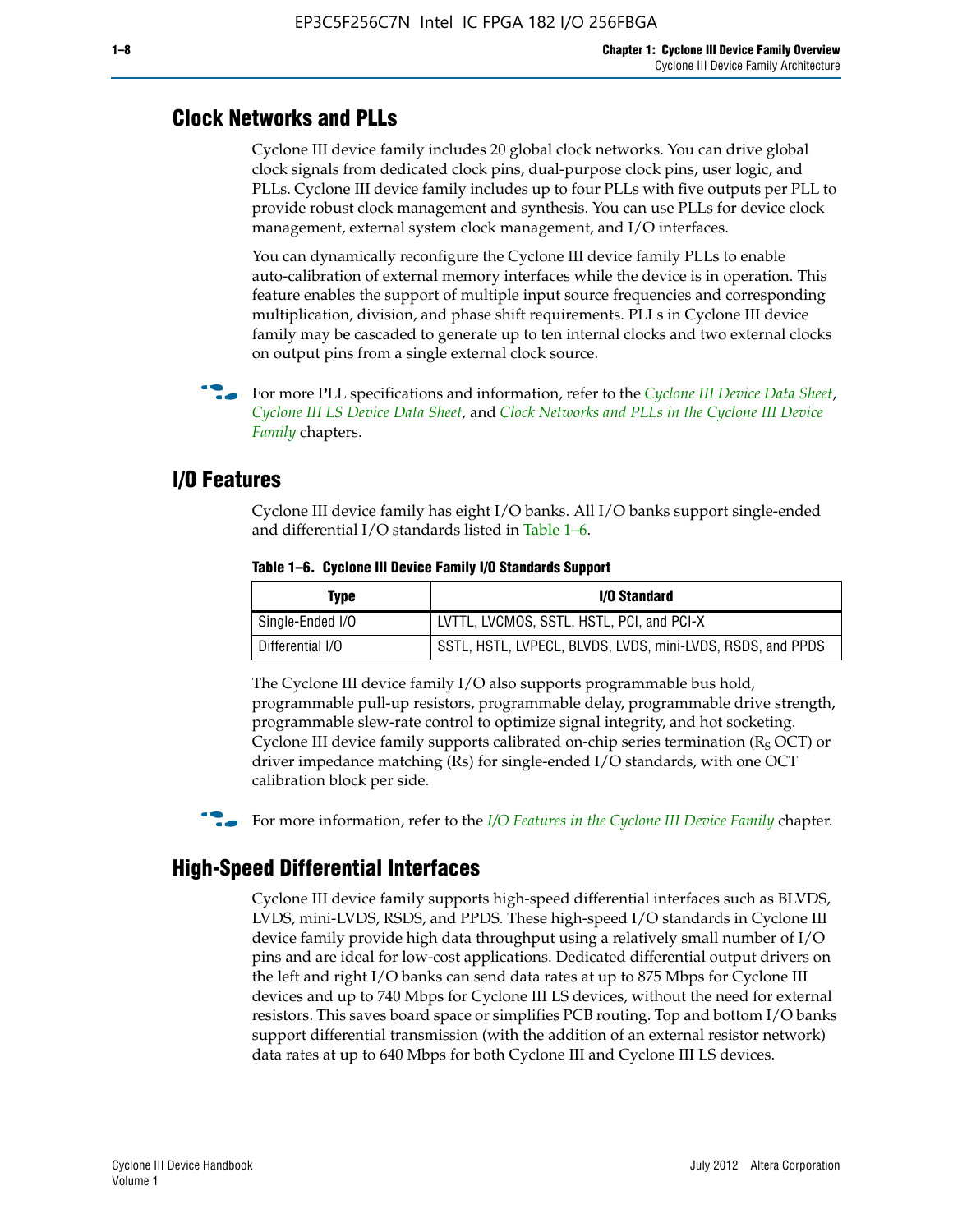## Clock Networks and PLLs

Cyclone III device family includes 20 global clock networks. You can drive global clock signals from dedicated clock pins, dual-purpose clock pins, user logic, and PLLs. Cyclone III device family includes up to four PLLs with five outputs per PLL to provide robust clock management and synthesis. You can use PLLs for device clock management, external system clock management, and I/O interfaces.

You can dynamically reconfigure the Cyclone III device family PLLs to enable auto-calibration of external memory interfaces while the device is in operation. This feature enables the support of multiple input source frequencies and corresponding multiplication, division, and phase shift requirements. PLLs in Cyclone III device family may be cascaded to generate up to ten internal clocks and two external clocks on output pins from a single external clock source.

For more PLL specifications and information, refer to the *Cyclone III Device Data Sheet*, *Cyclone III LS Device Data Sheet*, and *Clock Networks and PLLs in the Cyclone III Device Family* chapters.

## I/O Features

Cyclone III device family has eight I/O banks. All I/O banks support single-ended and differential I/O standards listed in Table 1–6.

**Table 1–6. Cyclone III Device Family I/O Standards Support**

| Type | I/O Standard |
|---|---|
| Single-Ended I/O | LVTTL, LVCMOS, SSTL, HSTL, PCI, and PCI-X |
| Differential I/O | SSTL, HSTL, LVPECL, BLVDS, LVDS, mini-LVDS, RSDS, and PPDS |

The Cyclone III device family I/O also supports programmable bus hold, programmable pull-up resistors, programmable delay, programmable drive strength, programmable slew-rate control to optimize signal integrity, and hot socketing. Cyclone III device family supports calibrated on-chip series termination ($R_S$ OCT) or driver impedance matching (Rs) for single-ended I/O standards, with one OCT calibration block per side.

For more information, refer to the *I/O Features in the Cyclone III Device Family* chapter.

## High-Speed Differential Interfaces

Cyclone III device family supports high-speed differential interfaces such as BLVDS, LVDS, mini-LVDS, RSDS, and PPDS. These high-speed I/O standards in Cyclone III device family provide high data throughput using a relatively small number of I/O pins and are ideal for low-cost applications. Dedicated differential output drivers on the left and right I/O banks can send data rates at up to 875 Mbps for Cyclone III devices and up to 740 Mbps for Cyclone III LS devices, without the need for external resistors. This saves board space or simplifies PCB routing. Top and bottom I/O banks support differential transmission (with the addition of an external resistor network) data rates at up to 640 Mbps for both Cyclone III and Cyclone III LS devices.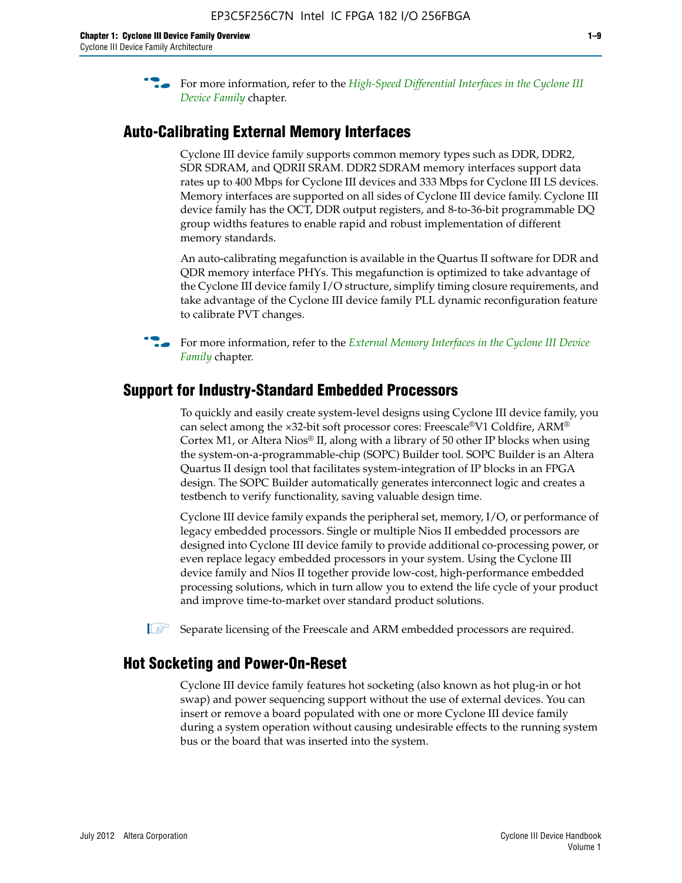For more information, refer to the *High-Speed Differential Interfaces in the Cyclone III Device Family* chapter.

## Auto-Calibrating External Memory Interfaces

Cyclone III device family supports common memory types such as DDR, DDR2, SDR SDRAM, and QDRII SRAM. DDR2 SDRAM memory interfaces support data rates up to 400 Mbps for Cyclone III devices and 333 Mbps for Cyclone III LS devices. Memory interfaces are supported on all sides of Cyclone III device family. Cyclone III device family has the OCT, DDR output registers, and 8-to-36-bit programmable DQ group widths features to enable rapid and robust implementation of different memory standards.

An auto-calibrating megafunction is available in the Quartus II software for DDR and QDR memory interface PHYs. This megafunction is optimized to take advantage of the Cyclone III device family I/O structure, simplify timing closure requirements, and take advantage of the Cyclone III device family PLL dynamic reconfiguration feature to calibrate PVT changes.

For more information, refer to the *External Memory Interfaces in the Cyclone III Device Family* chapter.

## Support for Industry-Standard Embedded Processors

To quickly and easily create system-level designs using Cyclone III device family, you can select among the ×32-bit soft processor cores: Freescale®V1 Coldfire, ARM® Cortex M1, or Altera Nios® II, along with a library of 50 other IP blocks when using the system-on-a-programmable-chip (SOPC) Builder tool. SOPC Builder is an Altera Quartus II design tool that facilitates system-integration of IP blocks in an FPGA design. The SOPC Builder automatically generates interconnect logic and creates a testbench to verify functionality, saving valuable design time.

Cyclone III device family expands the peripheral set, memory, I/O, or performance of legacy embedded processors. Single or multiple Nios II embedded processors are designed into Cyclone III device family to provide additional co-processing power, or even replace legacy embedded processors in your system. Using the Cyclone III device family and Nios II together provide low-cost, high-performance embedded processing solutions, which in turn allow you to extend the life cycle of your product and improve time-to-market over standard product solutions.

Separate licensing of the Freescale and ARM embedded processors are required.

## Hot Socketing and Power-On-Reset

Cyclone III device family features hot socketing (also known as hot plug-in or hot swap) and power sequencing support without the use of external devices. You can insert or remove a board populated with one or more Cyclone III device family during a system operation without causing undesirable effects to the running system bus or the board that was inserted into the system.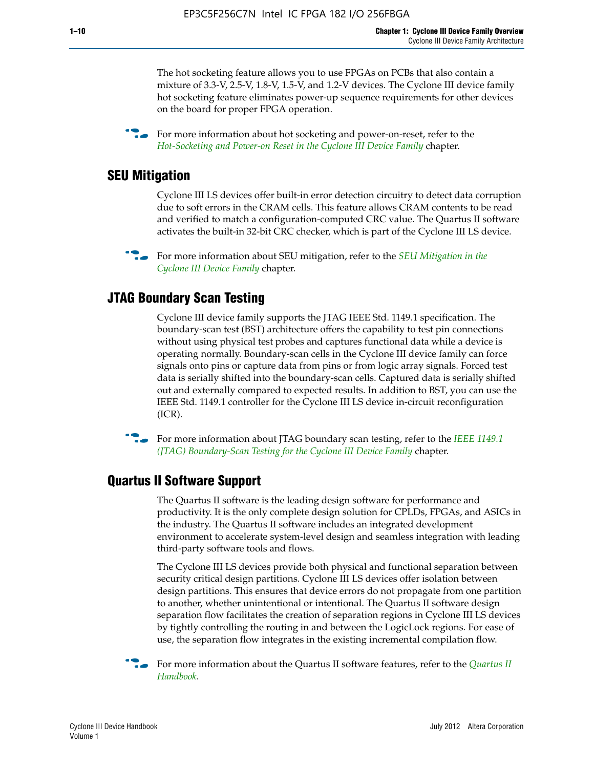The hot socketing feature allows you to use FPGAs on PCBs that also contain a mixture of 3.3-V, 2.5-V, 1.8-V, 1.5-V, and 1.2-V devices. The Cyclone III device family hot socketing feature eliminates power-up sequence requirements for other devices on the board for proper FPGA operation.

For more information about hot socketing and power-on-reset, refer to the *Hot-Socketing and Power-on Reset in the Cyclone III Device Family* chapter.

## SEU Mitigation

Cyclone III LS devices offer built-in error detection circuitry to detect data corruption due to soft errors in the CRAM cells. This feature allows CRAM contents to be read and verified to match a configuration-computed CRC value. The Quartus II software activates the built-in 32-bit CRC checker, which is part of the Cyclone III LS device.

For more information about SEU mitigation, refer to the *SEU Mitigation in the Cyclone III Device Family* chapter.

## JTAG Boundary Scan Testing

Cyclone III device family supports the JTAG IEEE Std. 1149.1 specification. The boundary-scan test (BST) architecture offers the capability to test pin connections without using physical test probes and captures functional data while a device is operating normally. Boundary-scan cells in the Cyclone III device family can force signals onto pins or capture data from pins or from logic array signals. Forced test data is serially shifted into the boundary-scan cells. Captured data is serially shifted out and externally compared to expected results. In addition to BST, you can use the IEEE Std. 1149.1 controller for the Cyclone III LS device in-circuit reconfiguration (ICR).

For more information about JTAG boundary scan testing, refer to the *IEEE 1149.1 (JTAG) Boundary-Scan Testing for the Cyclone III Device Family* chapter.

## Quartus II Software Support

The Quartus II software is the leading design software for performance and productivity. It is the only complete design solution for CPLDs, FPGAs, and ASICs in the industry. The Quartus II software includes an integrated development environment to accelerate system-level design and seamless integration with leading third-party software tools and flows.

The Cyclone III LS devices provide both physical and functional separation between security critical design partitions. Cyclone III LS devices offer isolation between design partitions. This ensures that device errors do not propagate from one partition to another, whether unintentional or intentional. The Quartus II software design separation flow facilitates the creation of separation regions in Cyclone III LS devices by tightly controlling the routing in and between the LogicLock regions. For ease of use, the separation flow integrates in the existing incremental compilation flow.

For more information about the Quartus II software features, refer to the *Quartus II Handbook*.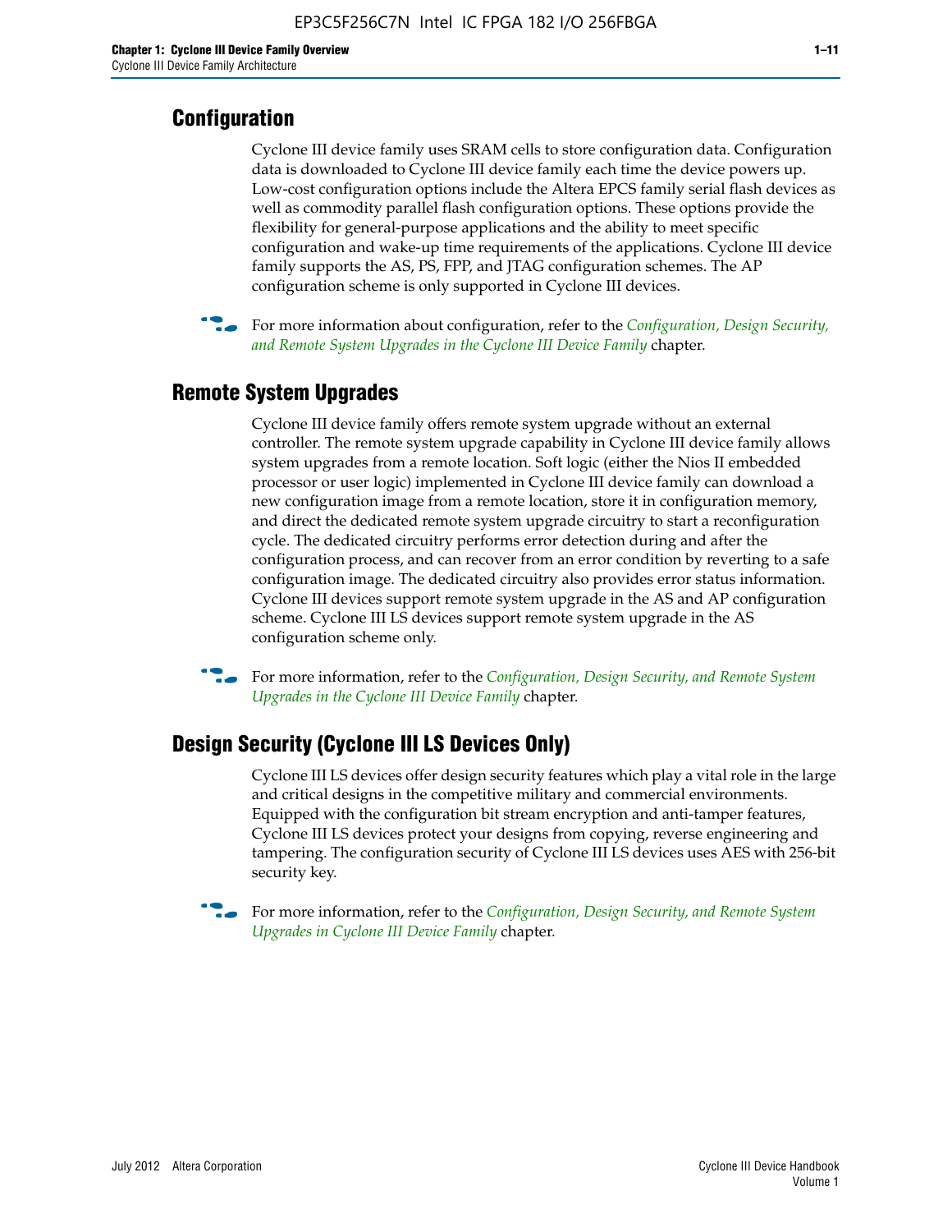## Configuration

Cyclone III device family uses SRAM cells to store configuration data. Configuration data is downloaded to Cyclone III device family each time the device powers up. Low-cost configuration options include the Altera EPCS family serial flash devices as well as commodity parallel flash configuration options. These options provide the flexibility for general-purpose applications and the ability to meet specific configuration and wake-up time requirements of the applications. Cyclone III device family supports the AS, PS, FPP, and JTAG configuration schemes. The AP configuration scheme is only supported in Cyclone III devices.

For more information about configuration, refer to the *Configuration, Design Security, and Remote System Upgrades in the Cyclone III Device Family* chapter.

## Remote System Upgrades

Cyclone III device family offers remote system upgrade without an external controller. The remote system upgrade capability in Cyclone III device family allows system upgrades from a remote location. Soft logic (either the Nios II embedded processor or user logic) implemented in Cyclone III device family can download a new configuration image from a remote location, store it in configuration memory, and direct the dedicated remote system upgrade circuitry to start a reconfiguration cycle. The dedicated circuitry performs error detection during and after the configuration process, and can recover from an error condition by reverting to a safe configuration image. The dedicated circuitry also provides error status information. Cyclone III devices support remote system upgrade in the AS and AP configuration scheme. Cyclone III LS devices support remote system upgrade in the AS configuration scheme only.

For more information, refer to the *Configuration, Design Security, and Remote System Upgrades in the Cyclone III Device Family* chapter.

## Design Security (Cyclone III LS Devices Only)

Cyclone III LS devices offer design security features which play a vital role in the large and critical designs in the competitive military and commercial environments. Equipped with the configuration bit stream encryption and anti-tamper features, Cyclone III LS devices protect your designs from copying, reverse engineering and tampering. The configuration security of Cyclone III LS devices uses AES with 256-bit security key.

For more information, refer to the *Configuration, Design Security, and Remote System Upgrades in Cyclone III Device Family* chapter.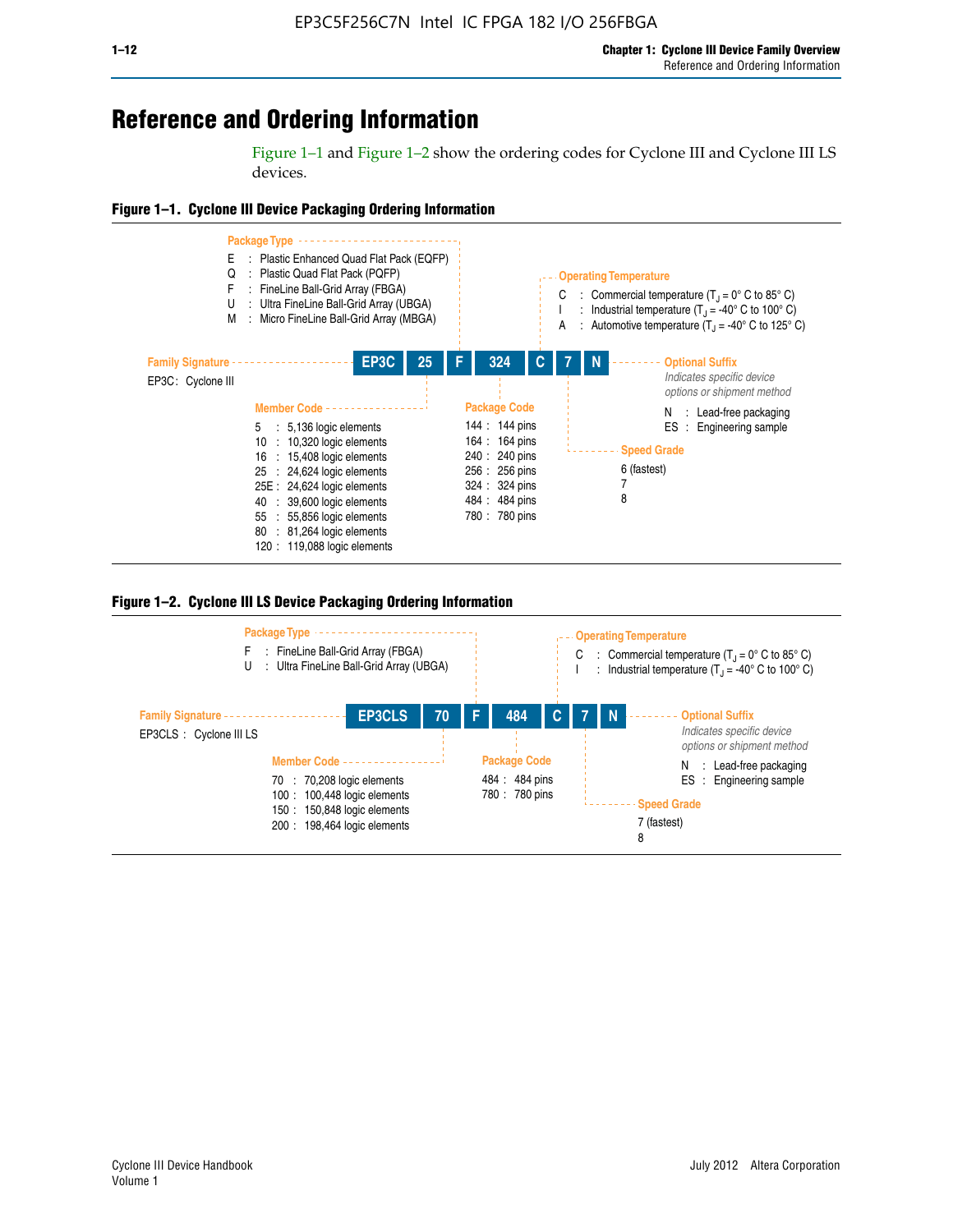# Reference and Ordering Information

Figure 1–1 and Figure 1–2 show the ordering codes for Cyclone III and Cyclone III LS devices.

**Figure 1–1. Cyclone III Device Packaging Ordering Information**

**EP3C 25 F 324 C 7 N**

**Family Signature**

EP3C : Cyclone III

**Member Code**

- 5 : 5,136 logic elements
- 10 : 10,320 logic elements
- 16 : 15,408 logic elements
- 25 : 24,624 logic elements
- 25E : 24,624 logic elements
- 40 : 39,600 logic elements
- 55 : 55,856 logic elements
- 80 : 81,264 logic elements
- 120 : 119,088 logic elements

**Package Type**

- E : Plastic Enhanced Quad Flat Pack (EQFP)
- Q : Plastic Quad Flat Pack (PQFP)
- F : FineLine Ball-Grid Array (FBGA)
- U : Ultra FineLine Ball-Grid Array (UBGA)
- M : Micro FineLine Ball-Grid Array (MBGA)

**Package Code**

- 144 : 144 pins
- 164 : 164 pins
- 240 : 240 pins
- 256 : 256 pins
- 324 : 324 pins
- 484 : 484 pins
- 780 : 780 pins

**Operating Temperature**

- C : Commercial temperature ($T_J$ = 0° C to 85° C)
- I : Industrial temperature ($T_J$ = -40° C to 100° C)
- A : Automotive temperature ($T_J$ = -40° C to 125° C)

**Speed Grade**

- 6 (fastest)
- 7
- 8

**Optional Suffix**

*Indicates specific device options or shipment method*

- N : Lead-free packaging
- ES : Engineering sample

**Figure 1–2. Cyclone III LS Device Packaging Ordering Information**

**EP3CLS 70 F 484 C 7 N**

**Family Signature**

EP3CLS : Cyclone III LS

**Member Code**

- 70 : 70,208 logic elements
- 100 : 100,448 logic elements
- 150 : 150,848 logic elements
- 200 : 198,464 logic elements

**Package Type**

- F : FineLine Ball-Grid Array (FBGA)
- U : Ultra FineLine Ball-Grid Array (UBGA)

**Package Code**

- 484 : 484 pins
- 780 : 780 pins

**Operating Temperature**

- C : Commercial temperature ($T_J$ = 0° C to 85° C)
- I : Industrial temperature ($T_J$ = -40° C to 100° C)

**Speed Grade**

- 7 (fastest)
- 8

**Optional Suffix**

*Indicates specific device options or shipment method*

- N : Lead-free packaging
- ES : Engineering sample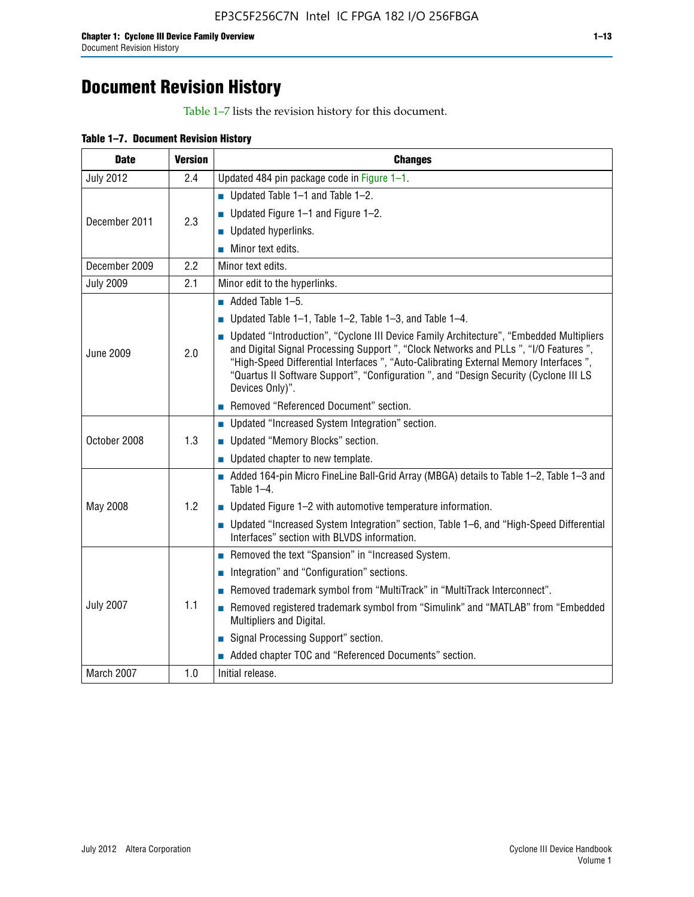# Document Revision History

Table 1–7 lists the revision history for this document.

**Table 1–7. Document Revision History**

| Date | Version | Changes |
|---|---|---|
| July 2012 | 2.4 | Updated 484 pin package code in Figure 1–1. |
| December 2011 | 2.3 | ■ Updated Table 1–1 and Table 1–2.<br>■ Updated Figure 1–1 and Figure 1–2.<br>■ Updated hyperlinks.<br>■ Minor text edits. |
| December 2009 | 2.2 | Minor text edits. |
| July 2009 | 2.1 | Minor edit to the hyperlinks. |
| June 2009 | 2.0 | ■ Added Table 1–5.<br>■ Updated Table 1–1, Table 1–2, Table 1–3, and Table 1–4.<br>■ Updated “Introduction”, “Cyclone III Device Family Architecture”, “Embedded Multipliers and Digital Signal Processing Support ”, “Clock Networks and PLLs ”, “I/O Features ”, “High-Speed Differential Interfaces ”, “Auto-Calibrating External Memory Interfaces ”, “Quartus II Software Support”, “Configuration ”, and “Design Security (Cyclone III LS Devices Only)”.<br>■ Removed “Referenced Document” section. |
| October 2008 | 1.3 | ■ Updated “Increased System Integration” section.<br>■ Updated “Memory Blocks” section.<br>■ Updated chapter to new template. |
| May 2008 | 1.2 | ■ Added 164-pin Micro FineLine Ball-Grid Array (MBGA) details to Table 1–2, Table 1–3 and Table 1–4.<br>■ Updated Figure 1–2 with automotive temperature information.<br>■ Updated “Increased System Integration” section, Table 1–6, and “High-Speed Differential Interfaces” section with BLVDS information. |
| July 2007 | 1.1 | ■ Removed the text “Spansion” in “Increased System.<br>■ Integration” and “Configuration” sections.<br>■ Removed trademark symbol from “MultiTrack” in “MultiTrack Interconnect”.<br>■ Removed registered trademark symbol from “Simulink” and “MATLAB” from “Embedded Multipliers and Digital.<br>■ Signal Processing Support” section.<br>■ Added chapter TOC and “Referenced Documents” section. |
| March 2007 | 1.0 | Initial release. |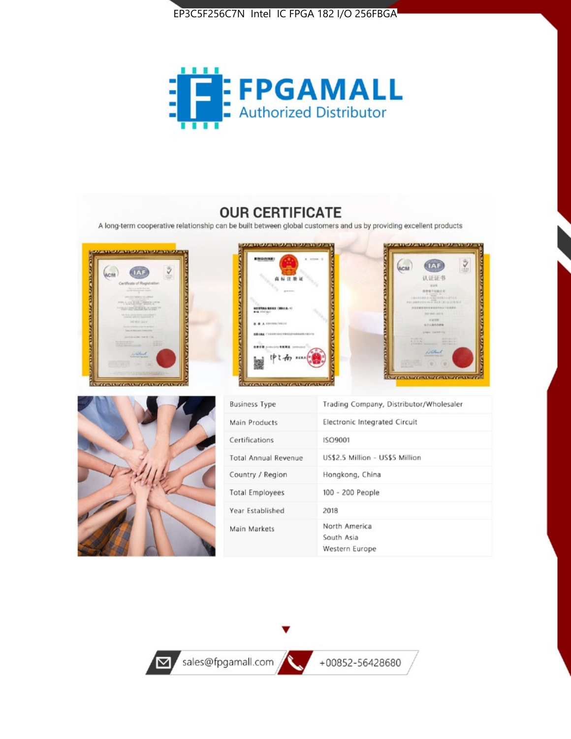FPGAMALL

Authorized Distributor

## OUR CERTIFICATE

A long-term cooperative relationship can be built between global customers and us by providing excellent products

| | |
|---|---|
| Business Type | Trading Company, Distributor/Wholesaler |
| Main Products | Electronic Integrated Circuit |
| Certifications | ISO9001 |
| Total Annual Revenue | US$2.5 Million - US$5 Million |
| Country / Region | Hongkong, China |
| Total Employees | 100 - 200 People |
| Year Established | 2018 |
| Main Markets | North America<br>South Asia<br>Western Europe |

sales@fpgamall.com

+00852-56428680